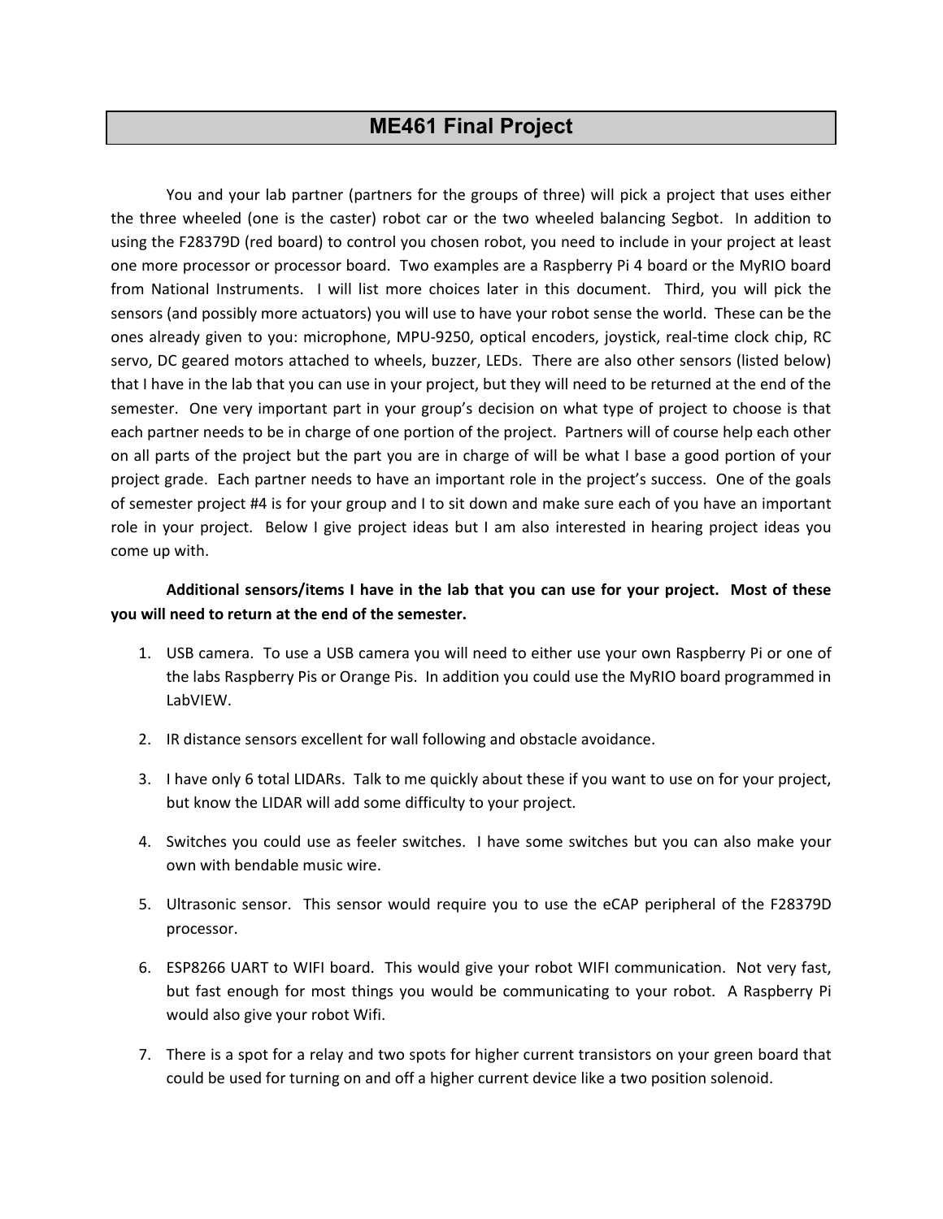# ME461 Final Project

You and your lab partner (partners for the groups of three) will pick a project that uses either the three wheeled (one is the caster) robot car or the two wheeled balancing Segbot. In addition to using the F28379D (red board) to control you chosen robot, you need to include in your project at least one more processor or processor board. Two examples are a Raspberry Pi 4 board or the MyRIO board from National Instruments. I will list more choices later in this document. Third, you will pick the sensors (and possibly more actuators) you will use to have your robot sense the world. These can be the ones already given to you: microphone, MPU-9250, optical encoders, joystick, real-time clock chip, RC servo, DC geared motors attached to wheels, buzzer, LEDs. There are also other sensors (listed below) that I have in the lab that you can use in your project, but they will need to be returned at the end of the semester. One very important part in your group's decision on what type of project to choose is that each partner needs to be in charge of one portion of the project. Partners will of course help each other on all parts of the project but the part you are in charge of will be what I base a good portion of your project grade. Each partner needs to have an important role in the project's success. One of the goals of semester project #4 is for your group and I to sit down and make sure each of you have an important role in your project. Below I give project ideas but I am also interested in hearing project ideas you come up with.

**Additional sensors/items I have in the lab that you can use for your project. Most of these you will need to return at the end of the semester.**

1. USB camera. To use a USB camera you will need to either use your own Raspberry Pi or one of the labs Raspberry Pis or Orange Pis. In addition you could use the MyRIO board programmed in LabVIEW.
2. IR distance sensors excellent for wall following and obstacle avoidance.
3. I have only 6 total LIDARs. Talk to me quickly about these if you want to use on for your project, but know the LIDAR will add some difficulty to your project.
4. Switches you could use as feeler switches. I have some switches but you can also make your own with bendable music wire.
5. Ultrasonic sensor. This sensor would require you to use the eCAP peripheral of the F28379D processor.
6. ESP8266 UART to WIFI board. This would give your robot WIFI communication. Not very fast, but fast enough for most things you would be communicating to your robot. A Raspberry Pi would also give your robot Wifi.
7. There is a spot for a relay and two spots for higher current transistors on your green board that could be used for turning on and off a higher current device like a two position solenoid.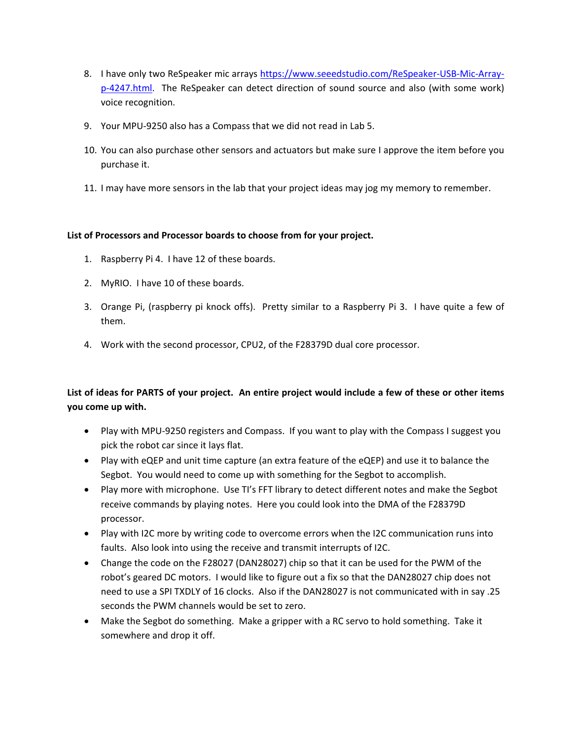8. I have only two ReSpeaker mic arrays [https://www.seeedstudio.com/ReSpeaker-USB-Mic-Array-p-4247.html](https://www.seeedstudio.com/ReSpeaker-USB-Mic-Array-p-4247.html). The ReSpeaker can detect direction of sound source and also (with some work) voice recognition.

9. Your MPU-9250 also has a Compass that we did not read in Lab 5.

10. You can also purchase other sensors and actuators but make sure I approve the item before you purchase it.

11. I may have more sensors in the lab that your project ideas may jog my memory to remember.

**List of Processors and Processor boards to choose from for your project.**

1. Raspberry Pi 4. I have 12 of these boards.

2. MyRIO. I have 10 of these boards.

3. Orange Pi, (raspberry pi knock offs). Pretty similar to a Raspberry Pi 3. I have quite a few of them.

4. Work with the second processor, CPU2, of the F28379D dual core processor.

**List of ideas for PARTS of your project. An entire project would include a few of these or other items you come up with.**

- Play with MPU-9250 registers and Compass. If you want to play with the Compass I suggest you pick the robot car since it lays flat.
- Play with eQEP and unit time capture (an extra feature of the eQEP) and use it to balance the Segbot. You would need to come up with something for the Segbot to accomplish.
- Play more with microphone. Use TI's FFT library to detect different notes and make the Segbot receive commands by playing notes. Here you could look into the DMA of the F28379D processor.
- Play with I2C more by writing code to overcome errors when the I2C communication runs into faults. Also look into using the receive and transmit interrupts of I2C.
- Change the code on the F28027 (DAN28027) chip so that it can be used for the PWM of the robot's geared DC motors. I would like to figure out a fix so that the DAN28027 chip does not need to use a SPI TXDLY of 16 clocks. Also if the DAN28027 is not communicated with in say .25 seconds the PWM channels would be set to zero.
- Make the Segbot do something. Make a gripper with a RC servo to hold something. Take it somewhere and drop it off.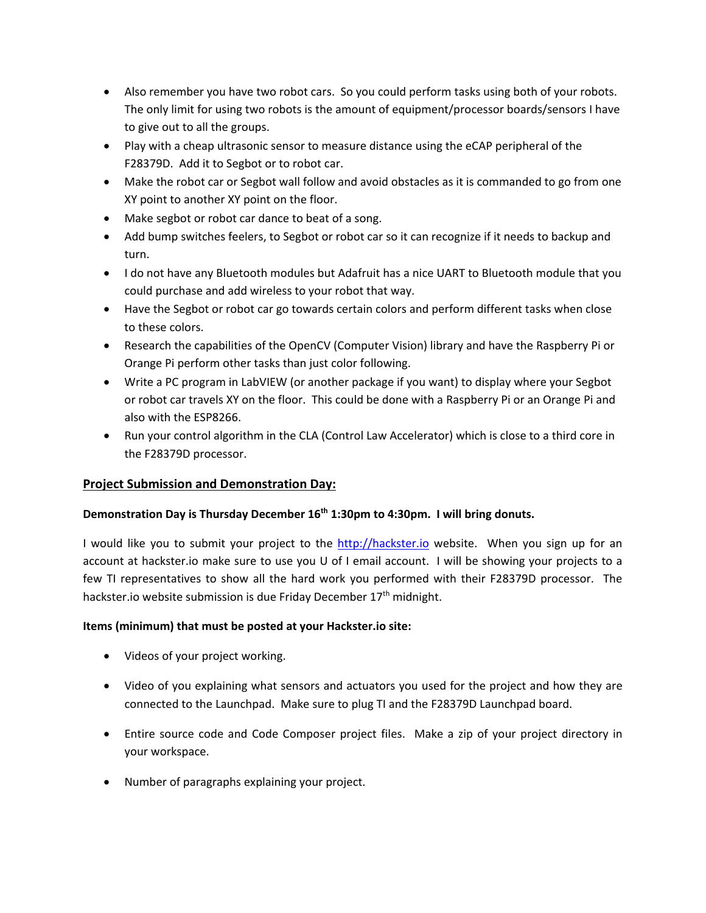- Also remember you have two robot cars. So you could perform tasks using both of your robots. The only limit for using two robots is the amount of equipment/processor boards/sensors I have to give out to all the groups.
- Play with a cheap ultrasonic sensor to measure distance using the eCAP peripheral of the F28379D. Add it to Segbot or to robot car.
- Make the robot car or Segbot wall follow and avoid obstacles as it is commanded to go from one XY point to another XY point on the floor.
- Make segbot or robot car dance to beat of a song.
- Add bump switches feelers, to Segbot or robot car so it can recognize if it needs to backup and turn.
- I do not have any Bluetooth modules but Adafruit has a nice UART to Bluetooth module that you could purchase and add wireless to your robot that way.
- Have the Segbot or robot car go towards certain colors and perform different tasks when close to these colors.
- Research the capabilities of the OpenCV (Computer Vision) library and have the Raspberry Pi or Orange Pi perform other tasks than just color following.
- Write a PC program in LabVIEW (or another package if you want) to display where your Segbot or robot car travels XY on the floor. This could be done with a Raspberry Pi or an Orange Pi and also with the ESP8266.
- Run your control algorithm in the CLA (Control Law Accelerator) which is close to a third core in the F28379D processor.

## Project Submission and Demonstration Day:

**Demonstration Day is Thursday December 16th 1:30pm to 4:30pm. I will bring donuts.**

I would like you to submit your project to the http://hackster.io website. When you sign up for an account at hackster.io make sure to use you U of I email account. I will be showing your projects to a few TI representatives to show all the hard work you performed with their F28379D processor. The hackster.io website submission is due Friday December 17th midnight.

**Items (minimum) that must be posted at your Hackster.io site:**

- Videos of your project working.
- Video of you explaining what sensors and actuators you used for the project and how they are connected to the Launchpad. Make sure to plug TI and the F28379D Launchpad board.
- Entire source code and Code Composer project files. Make a zip of your project directory in your workspace.
- Number of paragraphs explaining your project.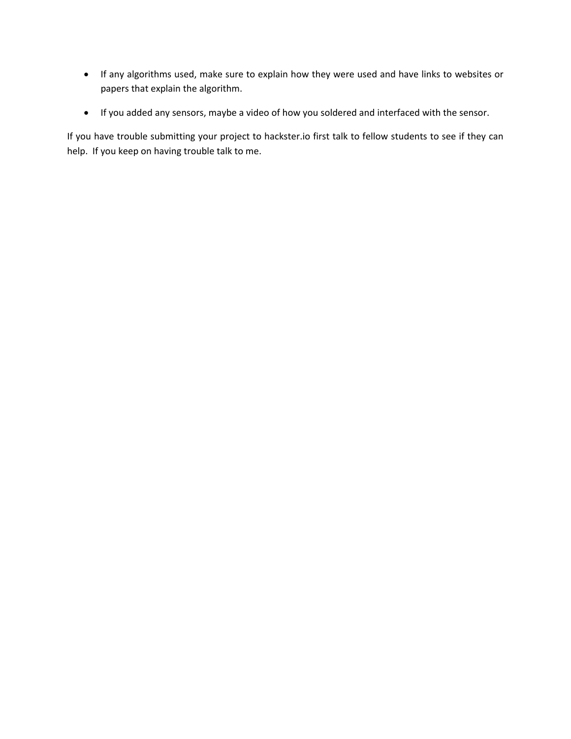- If any algorithms used, make sure to explain how they were used and have links to websites or papers that explain the algorithm.
- If you added any sensors, maybe a video of how you soldered and interfaced with the sensor.

If you have trouble submitting your project to hackster.io first talk to fellow students to see if they can help. If you keep on having trouble talk to me.